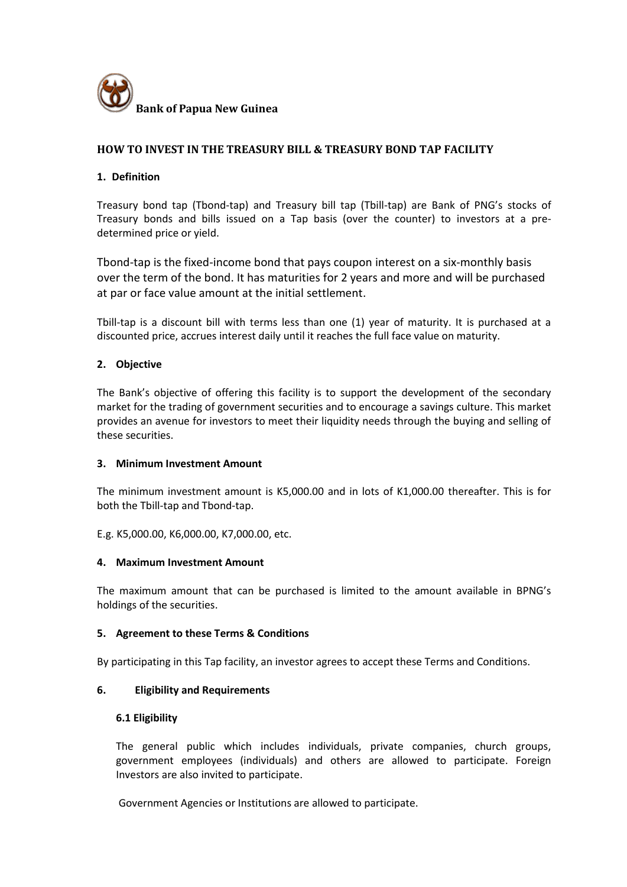**Bank of Papua New Guinea**

# HOW TO INVEST IN THE TREASURY BILL & TREASURY BOND TAP FACILITY

## 1. Definition

Treasury bond tap (Tbond-tap) and Treasury bill tap (Tbill-tap) are Bank of PNG's stocks of Treasury bonds and bills issued on a Tap basis (over the counter) to investors at a pre-determined price or yield.

Tbond-tap is the fixed-income bond that pays coupon interest on a six-monthly basis over the term of the bond. It has maturities for 2 years and more and will be purchased at par or face value amount at the initial settlement.

Tbill-tap is a discount bill with terms less than one (1) year of maturity. It is purchased at a discounted price, accrues interest daily until it reaches the full face value on maturity.

## 2. Objective

The Bank's objective of offering this facility is to support the development of the secondary market for the trading of government securities and to encourage a savings culture. This market provides an avenue for investors to meet their liquidity needs through the buying and selling of these securities.

## 3. Minimum Investment Amount

The minimum investment amount is K5,000.00 and in lots of K1,000.00 thereafter. This is for both the Tbill-tap and Tbond-tap.

E.g. K5,000.00, K6,000.00, K7,000.00, etc.

## 4. Maximum Investment Amount

The maximum amount that can be purchased is limited to the amount available in BPNG's holdings of the securities.

## 5. Agreement to these Terms & Conditions

By participating in this Tap facility, an investor agrees to accept these Terms and Conditions.

## 6. Eligibility and Requirements

### 6.1 Eligibility

The general public which includes individuals, private companies, church groups, government employees (individuals) and others are allowed to participate. Foreign Investors are also invited to participate.

Government Agencies or Institutions are allowed to participate.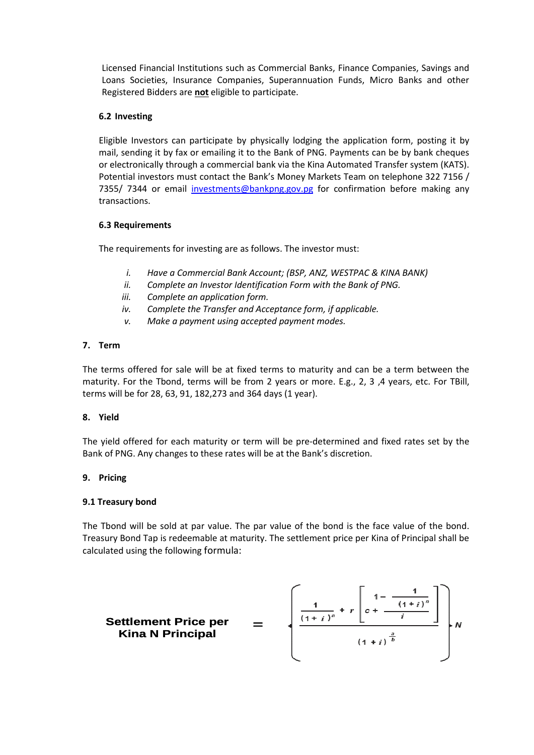Licensed Financial Institutions such as Commercial Banks, Finance Companies, Savings and Loans Societies, Insurance Companies, Superannuation Funds, Micro Banks and other Registered Bidders are **not** eligible to participate.

### 6.2 Investing

Eligible Investors can participate by physically lodging the application form, posting it by mail, sending it by fax or emailing it to the Bank of PNG. Payments can be by bank cheques or electronically through a commercial bank via the Kina Automated Transfer system (KATS). Potential investors must contact the Bank's Money Markets Team on telephone 322 7156 / 7355/ 7344 or email investments@bankpng.gov.pg for confirmation before making any transactions.

### 6.3 Requirements

The requirements for investing are as follows. The investor must:

i. *Have a Commercial Bank Account; (BSP, ANZ, WESTPAC & KINA BANK)*
ii. *Complete an Investor Identification Form with the Bank of PNG.*
iii. *Complete an application form.*
iv. *Complete the Transfer and Acceptance form, if applicable.*
v. *Make a payment using accepted payment modes.*

## 7. Term

The terms offered for sale will be at fixed terms to maturity and can be a term between the maturity. For the Tbond, terms will be from 2 years or more. E.g., 2, 3 ,4 years, etc. For TBill, terms will be for 28, 63, 91, 182,273 and 364 days (1 year).

## 8. Yield

The yield offered for each maturity or term will be pre-determined and fixed rates set by the Bank of PNG. Any changes to these rates will be at the Bank's discretion.

## 9. Pricing

### 9.1 Treasury bond

The Tbond will be sold at par value. The par value of the bond is the face value of the bond. Treasury Bond Tap is redeemable at maturity. The settlement price per Kina of Principal shall be calculated using the following formula:

$$\text{Settlement Price per Kina N Principal} = \left\{ \frac{\frac{1}{(1+i)^n} + r\left[c + \frac{1 - \frac{1}{(1+i)^n}}{i}\right]}{(1+i)^{\frac{a}{b}}} \right\} N$$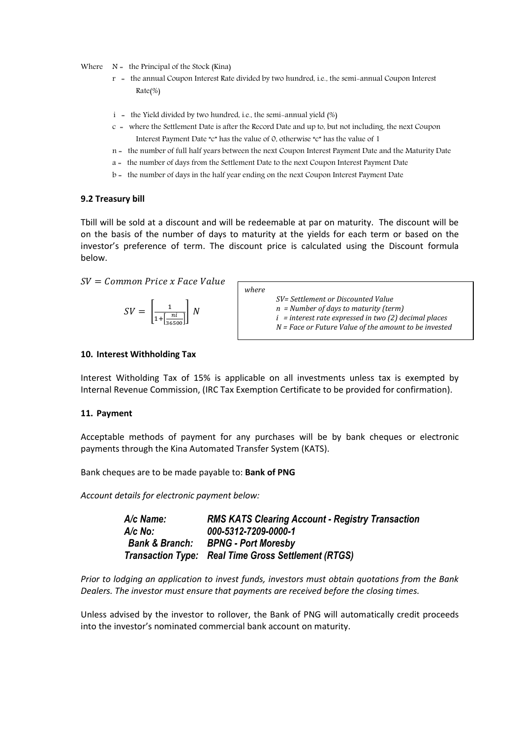Where N = the Principal of the Stock (Kina)

r = the annual Coupon Interest Rate divided by two hundred, i.e., the semi-annual Coupon Interest Rate(%)

i = the Yield divided by two hundred, i.e., the semi-annual yield (%)

c = where the Settlement Date is after the Record Date and up to, but not including, the next Coupon Interest Payment Date "c" has the value of 0, otherwise "c" has the value of 1

n = the number of full half years between the next Coupon Interest Payment Date and the Maturity Date

a = the number of days from the Settlement Date to the next Coupon Interest Payment Date

b = the number of days in the half year ending on the next Coupon Interest Payment Date

### 9.2 Treasury bill

Tbill will be sold at a discount and will be redeemable at par on maturity. The discount will be on the basis of the number of days to maturity at the yields for each term or based on the investor's preference of term. The discount price is calculated using the Discount formula below.

$$SV = Common\ Price\ x\ Face\ Value$$

$$SV = \left[\frac{1}{1+\left[\frac{ni}{36500}\right]}\right] N$$

*where*

*SV= Settlement or Discounted Value*
*n = Number of days to maturity (term)*
*i = interest rate expressed in two (2) decimal places*
*N = Face or Future Value of the amount to be invested*

### 10. Interest Withholding Tax

Interest Witholding Tax of 15% is applicable on all investments unless tax is exempted by Internal Revenue Commission, (IRC Tax Exemption Certificate to be provided for confirmation).

### 11. Payment

Acceptable methods of payment for any purchases will be by bank cheques or electronic payments through the Kina Automated Transfer System (KATS).

Bank cheques are to be made payable to: **Bank of PNG**

*Account details for electronic payment below:*

| | |
|---|---|
| ***A/c Name:*** | ***RMS KATS Clearing Account - Registry Transaction*** |
| ***A/c No:*** | ***000-5312-7209-0000-1*** |
| ***Bank & Branch:*** | ***BPNG - Port Moresby*** |
| ***Transaction Type:*** | ***Real Time Gross Settlement (RTGS)*** |

*Prior to lodging an application to invest funds, investors must obtain quotations from the Bank Dealers. The investor must ensure that payments are received before the closing times.*

Unless advised by the investor to rollover, the Bank of PNG will automatically credit proceeds into the investor's nominated commercial bank account on maturity.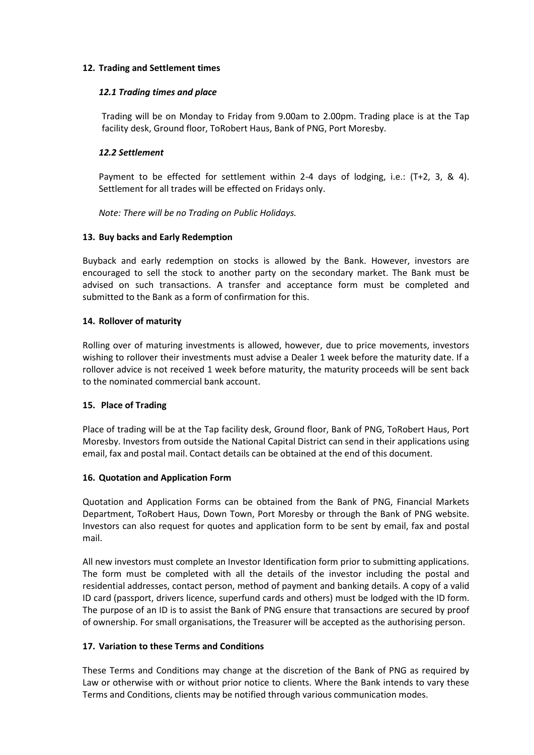## 12. Trading and Settlement times

### *12.1 Trading times and place*

Trading will be on Monday to Friday from 9.00am to 2.00pm. Trading place is at the Tap facility desk, Ground floor, ToRobert Haus, Bank of PNG, Port Moresby.

### *12.2 Settlement*

Payment to be effected for settlement within 2-4 days of lodging, i.e.: (T+2, 3, & 4). Settlement for all trades will be effected on Fridays only.

*Note: There will be no Trading on Public Holidays.*

## 13. Buy backs and Early Redemption

Buyback and early redemption on stocks is allowed by the Bank. However, investors are encouraged to sell the stock to another party on the secondary market. The Bank must be advised on such transactions. A transfer and acceptance form must be completed and submitted to the Bank as a form of confirmation for this.

## 14. Rollover of maturity

Rolling over of maturing investments is allowed, however, due to price movements, investors wishing to rollover their investments must advise a Dealer 1 week before the maturity date. If a rollover advice is not received 1 week before maturity, the maturity proceeds will be sent back to the nominated commercial bank account.

## 15. Place of Trading

Place of trading will be at the Tap facility desk, Ground floor, Bank of PNG, ToRobert Haus, Port Moresby. Investors from outside the National Capital District can send in their applications using email, fax and postal mail. Contact details can be obtained at the end of this document.

## 16. Quotation and Application Form

Quotation and Application Forms can be obtained from the Bank of PNG, Financial Markets Department, ToRobert Haus, Down Town, Port Moresby or through the Bank of PNG website. Investors can also request for quotes and application form to be sent by email, fax and postal mail.

All new investors must complete an Investor Identification form prior to submitting applications. The form must be completed with all the details of the investor including the postal and residential addresses, contact person, method of payment and banking details. A copy of a valid ID card (passport, drivers licence, superfund cards and others) must be lodged with the ID form. The purpose of an ID is to assist the Bank of PNG ensure that transactions are secured by proof of ownership. For small organisations, the Treasurer will be accepted as the authorising person.

## 17. Variation to these Terms and Conditions

These Terms and Conditions may change at the discretion of the Bank of PNG as required by Law or otherwise with or without prior notice to clients. Where the Bank intends to vary these Terms and Conditions, clients may be notified through various communication modes.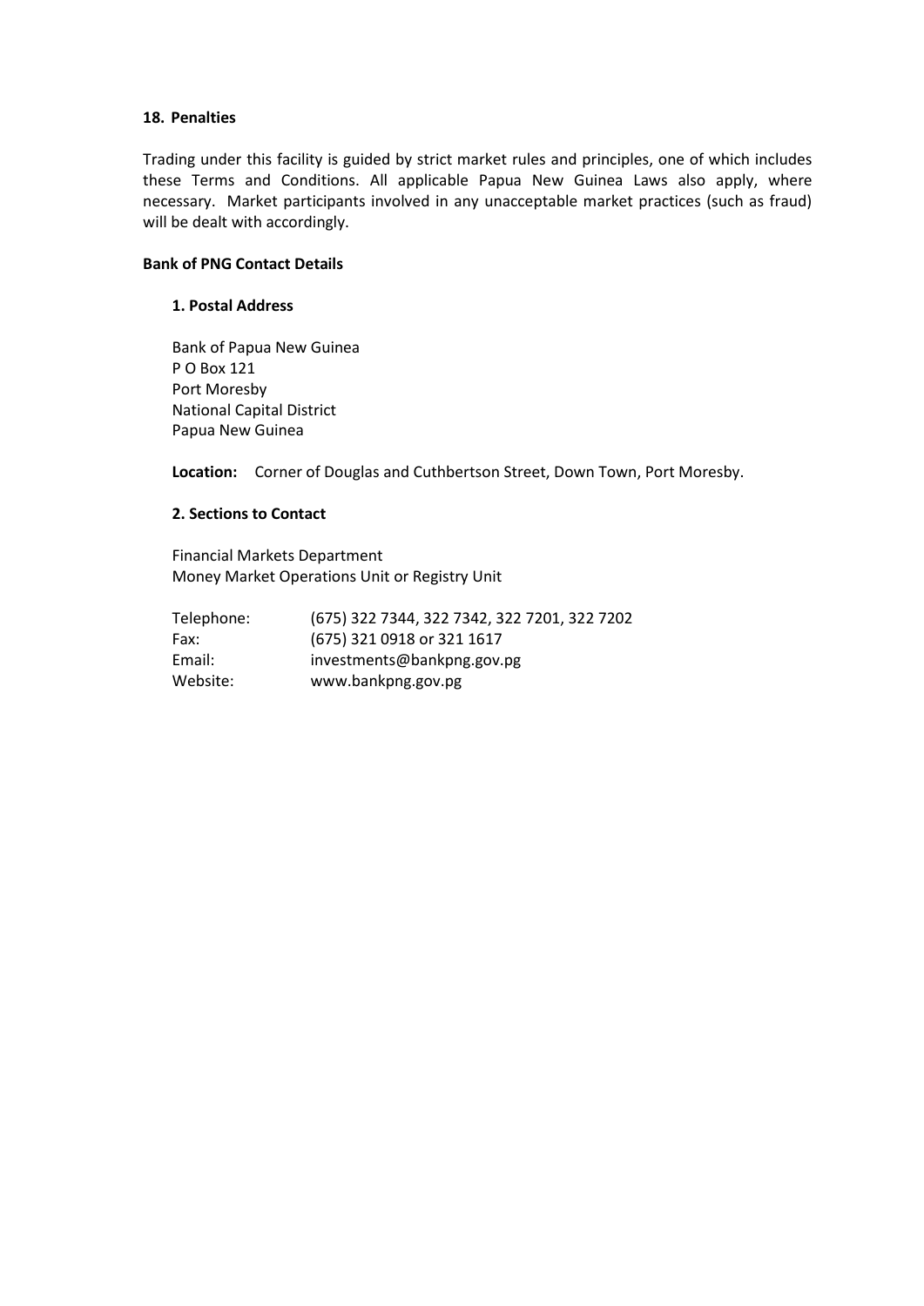## 18. Penalties

Trading under this facility is guided by strict market rules and principles, one of which includes these Terms and Conditions. All applicable Papua New Guinea Laws also apply, where necessary. Market participants involved in any unacceptable market practices (such as fraud) will be dealt with accordingly.

## Bank of PNG Contact Details

### 1. Postal Address

Bank of Papua New Guinea
P O Box 121
Port Moresby
National Capital District
Papua New Guinea

**Location:** Corner of Douglas and Cuthbertson Street, Down Town, Port Moresby.

### 2. Sections to Contact

Financial Markets Department
Money Market Operations Unit or Registry Unit

| | |
|---|---|
| Telephone: | (675) 322 7344, 322 7342, 322 7201, 322 7202 |
| Fax: | (675) 321 0918 or 321 1617 |
| Email: | investments@bankpng.gov.pg |
| Website: | www.bankpng.gov.pg |